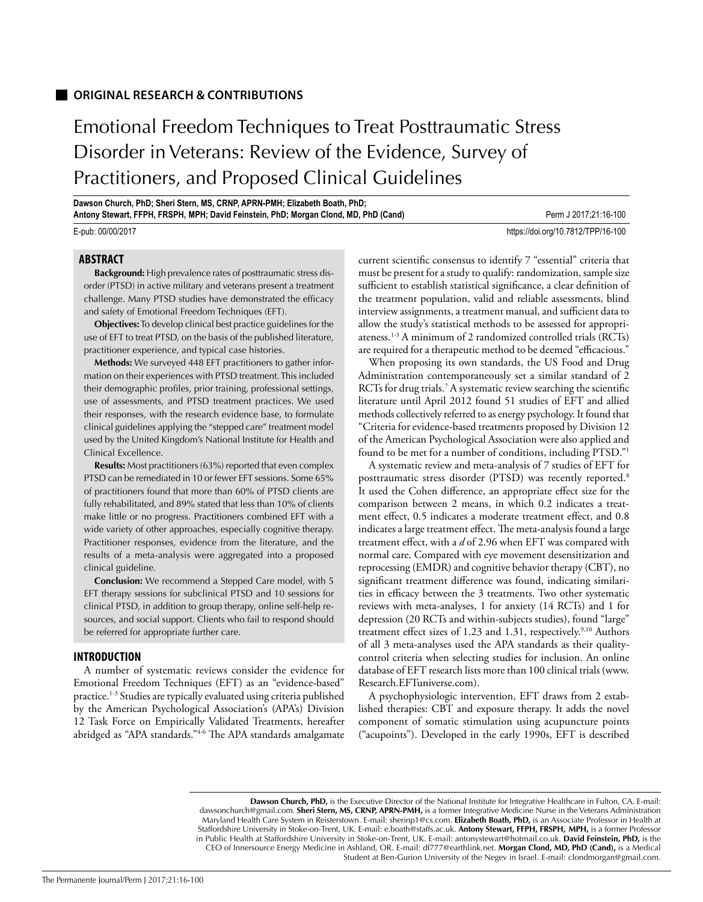**ORIGINAL RESEARCH & CONTRIBUTIONS**

# Emotional Freedom Techniques to Treat Posttraumatic Stress Disorder in Veterans: Review of the Evidence, Survey of Practitioners, and Proposed Clinical Guidelines

**Dawson Church, PhD; Sheri Stern, MS, CRNP, APRN-PMH; Elizabeth Boath, PhD; Antony Stewart, FFPH, FRSPH, MPH; David Feinstein, PhD; Morgan Clond, MD, PhD (Cand)**

Perm J 2017;21:16-100

E-pub: 00/00/2017

https://doi.org/10.7812/TPP/16-100

## ABSTRACT

**Background:** High prevalence rates of posttraumatic stress disorder (PTSD) in active military and veterans present a treatment challenge. Many PTSD studies have demonstrated the efficacy and safety of Emotional Freedom Techniques (EFT).

**Objectives:** To develop clinical best practice guidelines for the use of EFT to treat PTSD, on the basis of the published literature, practitioner experience, and typical case histories.

**Methods:** We surveyed 448 EFT practitioners to gather information on their experiences with PTSD treatment. This included their demographic profiles, prior training, professional settings, use of assessments, and PTSD treatment practices. We used their responses, with the research evidence base, to formulate clinical guidelines applying the "stepped care" treatment model used by the United Kingdom's National Institute for Health and Clinical Excellence.

**Results:** Most practitioners (63%) reported that even complex PTSD can be remediated in 10 or fewer EFT sessions. Some 65% of practitioners found that more than 60% of PTSD clients are fully rehabilitated, and 89% stated that less than 10% of clients make little or no progress. Practitioners combined EFT with a wide variety of other approaches, especially cognitive therapy. Practitioner responses, evidence from the literature, and the results of a meta-analysis were aggregated into a proposed clinical guideline.

**Conclusion:** We recommend a Stepped Care model, with 5 EFT therapy sessions for subclinical PTSD and 10 sessions for clinical PTSD, in addition to group therapy, online self-help resources, and social support. Clients who fail to respond should be referred for appropriate further care.

## INTRODUCTION

A number of systematic reviews consider the evidence for Emotional Freedom Techniques (EFT) as an "evidence-based" practice.[1-3] Studies are typically evaluated using criteria published by the American Psychological Association's (APA's) Division 12 Task Force on Empirically Validated Treatments, hereafter abridged as "APA standards."[4-6] The APA standards amalgamate current scientific consensus to identify 7 "essential" criteria that must be present for a study to qualify: randomization, sample size sufficient to establish statistical significance, a clear definition of the treatment population, valid and reliable assessments, blind interview assignments, a treatment manual, and sufficient data to allow the study's statistical methods to be assessed for appropriateness.[1-3] A minimum of 2 randomized controlled trials (RCTs) are required for a therapeutic method to be deemed "efficacious."

When proposing its own standards, the US Food and Drug Administration contemporaneously set a similar standard of 2 RCTs for drug trials.[7] A systematic review searching the scientific literature until April 2012 found 51 studies of EFT and allied methods collectively referred to as energy psychology. It found that "Criteria for evidence-based treatments proposed by Division 12 of the American Psychological Association were also applied and found to be met for a number of conditions, including PTSD."[1]

A systematic review and meta-analysis of 7 studies of EFT for posttraumatic stress disorder (PTSD) was recently reported.[8] It used the Cohen difference, an appropriate effect size for the comparison between 2 means, in which 0.2 indicates a treatment effect, 0.5 indicates a moderate treatment effect, and 0.8 indicates a large treatment effect. The meta-analysis found a large treatment effect, with a $d$ of 2.96 when EFT was compared with normal care. Compared with eye movement desensitization and reprocessing (EMDR) and cognitive behavior therapy (CBT), no significant treatment difference was found, indicating similarities in efficacy between the 3 treatments. Two other systematic reviews with meta-analyses, 1 for anxiety (14 RCTs) and 1 for depression (20 RCTs and within-subjects studies), found "large" treatment effect sizes of 1.23 and 1.31, respectively.[9,10] Authors of all 3 meta-analyses used the APA standards as their quality-control criteria when selecting studies for inclusion. An online database of EFT research lists more than 100 clinical trials (www.Research.EFTuniverse.com).

A psychophysiologic intervention, EFT draws from 2 established therapies: CBT and exposure therapy. It adds the novel component of somatic stimulation using acupuncture points ("acupoints"). Developed in the early 1990s, EFT is described

**Dawson Church, PhD,** is the Executive Director of the National Institute for Integrative Healthcare in Fulton, CA. E-mail: dawsonchurch@gmail.com. **Sheri Stern, MS, CRNP, APRN-PMH,** is a former Integrative Medicine Nurse in the Veterans Administration Maryland Health Care System in Reisterstown. E-mail: sherinp1@cs.com. **Elizabeth Boath, PhD,** is an Associate Professor in Health at Staffordshire University in Stoke-on-Trent, UK. E-mail: e.boath@staffs.ac.uk. **Antony Stewart, FFPH, FRSPH, MPH,** is a former Professor in Public Health at Staffordshire University in Stoke-on-Trent, UK. E-mail: antonystewart@hotmail.co.uk. **David Feinstein, PhD,** is the CEO of Innersource Energy Medicine in Ashland, OR. E-mail: df777@earthlink.net. **Morgan Clond, MD, PhD (Cand),** is a Medical Student at Ben-Gurion University of the Negev in Israel. E-mail: clondmorgan@gmail.com.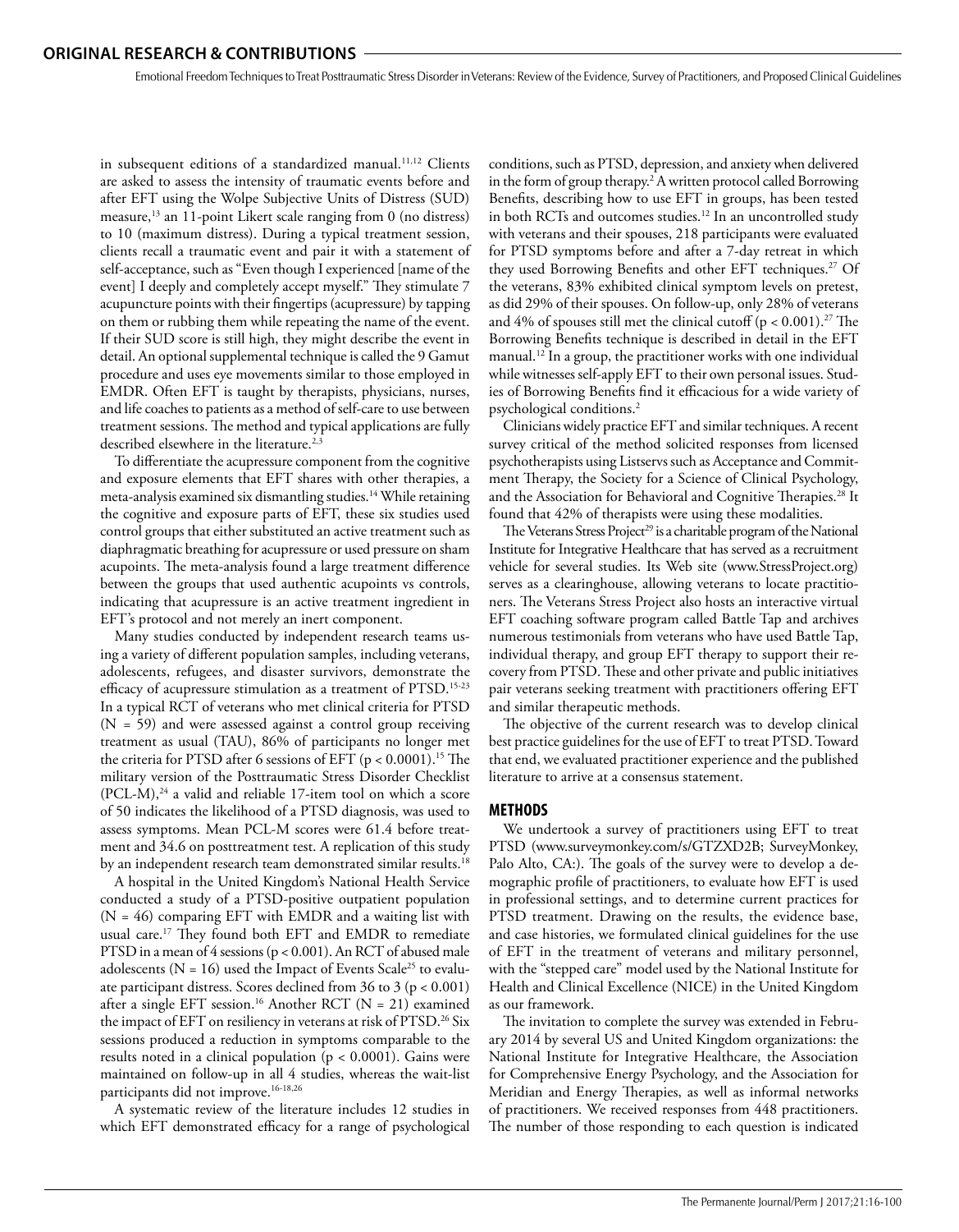in subsequent editions of a standardized manual.[11,12] Clients are asked to assess the intensity of traumatic events before and after EFT using the Wolpe Subjective Units of Distress (SUD) measure,[13] an 11-point Likert scale ranging from 0 (no distress) to 10 (maximum distress). During a typical treatment session, clients recall a traumatic event and pair it with a statement of self-acceptance, such as "Even though I experienced [name of the event] I deeply and completely accept myself." They stimulate 7 acupuncture points with their fingertips (acupressure) by tapping on them or rubbing them while repeating the name of the event. If their SUD score is still high, they might describe the event in detail. An optional supplemental technique is called the 9 Gamut procedure and uses eye movements similar to those employed in EMDR. Often EFT is taught by therapists, physicians, nurses, and life coaches to patients as a method of self-care to use between treatment sessions. The method and typical applications are fully described elsewhere in the literature.[2,3]

To differentiate the acupressure component from the cognitive and exposure elements that EFT shares with other therapies, a meta-analysis examined six dismantling studies.[14] While retaining the cognitive and exposure parts of EFT, these six studies used control groups that either substituted an active treatment such as diaphragmatic breathing for acupressure or used pressure on sham acupoints. The meta-analysis found a large treatment difference between the groups that used authentic acupoints vs controls, indicating that acupressure is an active treatment ingredient in EFT's protocol and not merely an inert component.

Many studies conducted by independent research teams using a variety of different population samples, including veterans, adolescents, refugees, and disaster survivors, demonstrate the efficacy of acupressure stimulation as a treatment of PTSD.[15-23] In a typical RCT of veterans who met clinical criteria for PTSD (N = 59) and were assessed against a control group receiving treatment as usual (TAU), 86% of participants no longer met the criteria for PTSD after 6 sessions of EFT ($p < 0.0001$).[15] The military version of the Posttraumatic Stress Disorder Checklist (PCL-M),[24] a valid and reliable 17-item tool on which a score of 50 indicates the likelihood of a PTSD diagnosis, was used to assess symptoms. Mean PCL-M scores were 61.4 before treatment and 34.6 on posttreatment test. A replication of this study by an independent research team demonstrated similar results.[18]

A hospital in the United Kingdom's National Health Service conducted a study of a PTSD-positive outpatient population (N = 46) comparing EFT with EMDR and a waiting list with usual care.[17] They found both EFT and EMDR to remediate PTSD in a mean of 4 sessions ($p < 0.001$). An RCT of abused male adolescents (N = 16) used the Impact of Events Scale[25] to evaluate participant distress. Scores declined from 36 to 3 ($p < 0.001$) after a single EFT session.[16] Another RCT (N = 21) examined the impact of EFT on resiliency in veterans at risk of PTSD.[26] Six sessions produced a reduction in symptoms comparable to the results noted in a clinical population ($p < 0.0001$). Gains were maintained on follow-up in all 4 studies, whereas the wait-list participants did not improve.[16-18,26]

A systematic review of the literature includes 12 studies in which EFT demonstrated efficacy for a range of psychological conditions, such as PTSD, depression, and anxiety when delivered in the form of group therapy.[2] A written protocol called Borrowing Benefits, describing how to use EFT in groups, has been tested in both RCTs and outcomes studies.[12] In an uncontrolled study with veterans and their spouses, 218 participants were evaluated for PTSD symptoms before and after a 7-day retreat in which they used Borrowing Benefits and other EFT techniques.[27] Of the veterans, 83% exhibited clinical symptom levels on pretest, as did 29% of their spouses. On follow-up, only 28% of veterans and 4% of spouses still met the clinical cutoff ($p < 0.001$).[27] The Borrowing Benefits technique is described in detail in the EFT manual.[12] In a group, the practitioner works with one individual while witnesses self-apply EFT to their own personal issues. Studies of Borrowing Benefits find it efficacious for a wide variety of psychological conditions.[2]

Clinicians widely practice EFT and similar techniques. A recent survey critical of the method solicited responses from licensed psychotherapists using Listservs such as Acceptance and Commitment Therapy, the Society for a Science of Clinical Psychology, and the Association for Behavioral and Cognitive Therapies.[28] It found that 42% of therapists were using these modalities.

The Veterans Stress Project[29] is a charitable program of the National Institute for Integrative Healthcare that has served as a recruitment vehicle for several studies. Its Web site (www.StressProject.org) serves as a clearinghouse, allowing veterans to locate practitioners. The Veterans Stress Project also hosts an interactive virtual EFT coaching software program called Battle Tap and archives numerous testimonials from veterans who have used Battle Tap, individual therapy, and group EFT therapy to support their recovery from PTSD. These and other private and public initiatives pair veterans seeking treatment with practitioners offering EFT and similar therapeutic methods.

The objective of the current research was to develop clinical best practice guidelines for the use of EFT to treat PTSD. Toward that end, we evaluated practitioner experience and the published literature to arrive at a consensus statement.

## METHODS

We undertook a survey of practitioners using EFT to treat PTSD (www.surveymonkey.com/s/GTZXD2B; SurveyMonkey, Palo Alto, CA:). The goals of the survey were to develop a demographic profile of practitioners, to evaluate how EFT is used in professional settings, and to determine current practices for PTSD treatment. Drawing on the results, the evidence base, and case histories, we formulated clinical guidelines for the use of EFT in the treatment of veterans and military personnel, with the "stepped care" model used by the National Institute for Health and Clinical Excellence (NICE) in the United Kingdom as our framework.

The invitation to complete the survey was extended in February 2014 by several US and United Kingdom organizations: the National Institute for Integrative Healthcare, the Association for Comprehensive Energy Psychology, and the Association for Meridian and Energy Therapies, as well as informal networks of practitioners. We received responses from 448 practitioners. The number of those responding to each question is indicated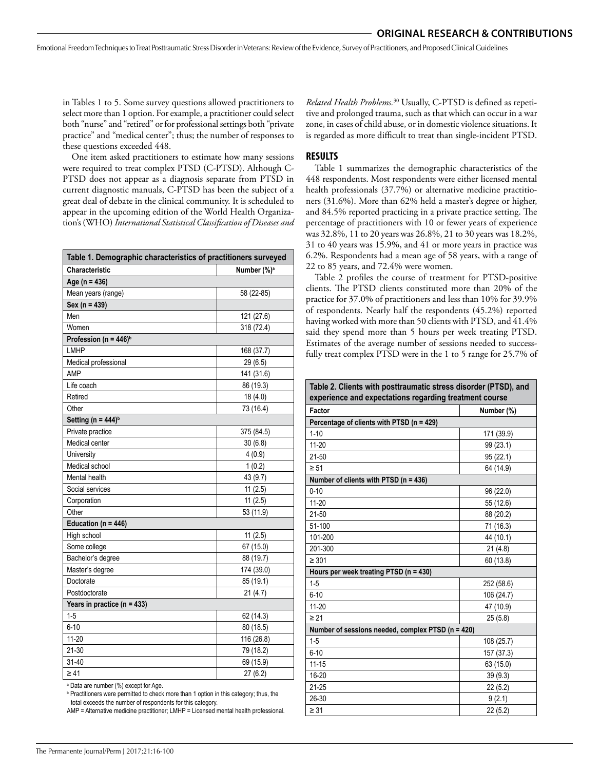in Tables 1 to 5. Some survey questions allowed practitioners to select more than 1 option. For example, a practitioner could select both "nurse" and "retired" or for professional settings both "private practice" and "medical center"; thus; the number of responses to these questions exceeded 448.

One item asked practitioners to estimate how many sessions were required to treat complex PTSD (C-PTSD). Although C-PTSD does not appear as a diagnosis separate from PTSD in current diagnostic manuals, C-PTSD has been the subject of a great deal of debate in the clinical community. It is scheduled to appear in the upcoming edition of the World Health Organization's (WHO) *International Statistical Classification of Diseases and Related Health Problems.*[30] Usually, C-PTSD is defined as repetitive and prolonged trauma, such as that which can occur in a war zone, in cases of child abuse, or in domestic violence situations. It is regarded as more difficult to treat than single-incident PTSD.

| Table 1. Demographic characteristics of practitioners surveyed | |
|---|---|
| **Characteristic** | **Number (%)[a]** |
| **Age (n = 436)** | |
| Mean years (range) | 58 (22-85) |
| **Sex (n = 439)** | |
| Men | 121 (27.6) |
| Women | 318 (72.4) |
| **Profession (n = 446)[b]** | |
| LMHP | 168 (37.7) |
| Medical professional | 29 (6.5) |
| AMP | 141 (31.6) |
| Life coach | 86 (19.3) |
| Retired | 18 (4.0) |
| Other | 73 (16.4) |
| **Setting (n = 444)[b]** | |
| Private practice | 375 (84.5) |
| Medical center | 30 (6.8) |
| University | 4 (0.9) |
| Medical school | 1 (0.2) |
| Mental health | 43 (9.7) |
| Social services | 11 (2.5) |
| Corporation | 11 (2.5) |
| Other | 53 (11.9) |
| **Education (n = 446)** | |
| High school | 11 (2.5) |
| Some college | 67 (15.0) |
| Bachelor's degree | 88 (19.7) |
| Master's degree | 174 (39.0) |
| Doctorate | 85 (19.1) |
| Postdoctorate | 21 (4.7) |
| **Years in practice (n = 433)** | |
| 1-5 | 62 (14.3) |
| 6-10 | 80 (18.5) |
| 11-20 | 116 (26.8) |
| 21-30 | 79 (18.2) |
| 31-40 | 69 (15.9) |
| ≥ 41 | 27 (6.2) |

[a] Data are number (%) except for Age.

[b] Practitioners were permitted to check more than 1 option in this category; thus, the total exceeds the number of respondents for this category.

AMP = Alternative medicine practitioner; LMHP = Licensed mental health professional.

## RESULTS

Table 1 summarizes the demographic characteristics of the 448 respondents. Most respondents were either licensed mental health professionals (37.7%) or alternative medicine practitioners (31.6%). More than 62% held a master's degree or higher, and 84.5% reported practicing in a private practice setting. The percentage of practitioners with 10 or fewer years of experience was 32.8%, 11 to 20 years was 26.8%, 21 to 30 years was 18.2%, 31 to 40 years was 15.9%, and 41 or more years in practice was 6.2%. Respondents had a mean age of 58 years, with a range of 22 to 85 years, and 72.4% were women.

Table 2 profiles the course of treatment for PTSD-positive clients. The PTSD clients constituted more than 20% of the practice for 37.0% of practitioners and less than 10% for 39.9% of respondents. Nearly half the respondents (45.2%) reported having worked with more than 50 clients with PTSD, and 41.4% said they spend more than 5 hours per week treating PTSD. Estimates of the average number of sessions needed to successfully treat complex PTSD were in the 1 to 5 range for 25.7% of

| Table 2. Clients with posttraumatic stress disorder (PTSD), and experience and expectations regarding treatment course | |
|---|---|
| **Factor** | **Number (%)** |
| **Percentage of clients with PTSD (n = 429)** | |
| 1-10 | 171 (39.9) |
| 11-20 | 99 (23.1) |
| 21-50 | 95 (22.1) |
| ≥ 51 | 64 (14.9) |
| **Number of clients with PTSD (n = 436)** | |
| 0-10 | 96 (22.0) |
| 11-20 | 55 (12.6) |
| 21-50 | 88 (20.2) |
| 51-100 | 71 (16.3) |
| 101-200 | 44 (10.1) |
| 201-300 | 21 (4.8) |
| ≥ 301 | 60 (13.8) |
| **Hours per week treating PTSD (n = 430)** | |
| 1-5 | 252 (58.6) |
| 6-10 | 106 (24.7) |
| 11-20 | 47 (10.9) |
| ≥ 21 | 25 (5.8) |
| **Number of sessions needed, complex PTSD (n = 420)** | |
| 1-5 | 108 (25.7) |
| 6-10 | 157 (37.3) |
| 11-15 | 63 (15.0) |
| 16-20 | 39 (9.3) |
| 21-25 | 22 (5.2) |
| 26-30 | 9 (2.1) |
| ≥ 31 | 22 (5.2) |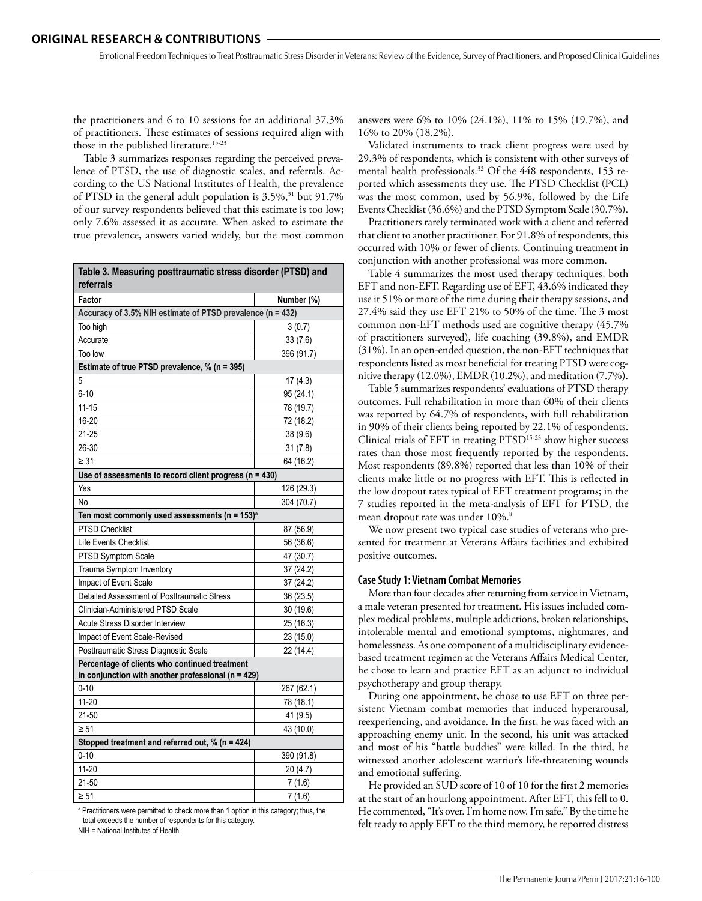the practitioners and 6 to 10 sessions for an additional 37.3% of practitioners. These estimates of sessions required align with those in the published literature.[15-23]

Table 3 summarizes responses regarding the perceived prevalence of PTSD, the use of diagnostic scales, and referrals. According to the US National Institutes of Health, the prevalence of PTSD in the general adult population is 3.5%,[31] but 91.7% of our survey respondents believed that this estimate is too low; only 7.6% assessed it as accurate. When asked to estimate the true prevalence, answers varied widely, but the most common answers were 6% to 10% (24.1%), 11% to 15% (19.7%), and 16% to 20% (18.2%).

Validated instruments to track client progress were used by 29.3% of respondents, which is consistent with other surveys of mental health professionals.[32] Of the 448 respondents, 153 reported which assessments they use. The PTSD Checklist (PCL) was the most common, used by 56.9%, followed by the Life Events Checklist (36.6%) and the PTSD Symptom Scale (30.7%).

Practitioners rarely terminated work with a client and referred that client to another practitioner. For 91.8% of respondents, this occurred with 10% or fewer of clients. Continuing treatment in conjunction with another professional was more common.

Table 4 summarizes the most used therapy techniques, both EFT and non-EFT. Regarding use of EFT, 43.6% indicated they use it 51% or more of the time during their therapy sessions, and 27.4% said they use EFT 21% to 50% of the time. The 3 most common non-EFT methods used are cognitive therapy (45.7% of practitioners surveyed), life coaching (39.8%), and EMDR (31%). In an open-ended question, the non-EFT techniques that respondents listed as most beneficial for treating PTSD were cognitive therapy (12.0%), EMDR (10.2%), and meditation (7.7%).

Table 5 summarizes respondents' evaluations of PTSD therapy outcomes. Full rehabilitation in more than 60% of their clients was reported by 64.7% of respondents, with full rehabilitation in 90% of their clients being reported by 22.1% of respondents. Clinical trials of EFT in treating PTSD[15-23] show higher success rates than those most frequently reported by the respondents. Most respondents (89.8%) reported that less than 10% of their clients make little or no progress with EFT. This is reflected in the low dropout rates typical of EFT treatment programs; in the 7 studies reported in the meta-analysis of EFT for PTSD, the mean dropout rate was under 10%.[8]

We now present two typical case studies of veterans who presented for treatment at Veterans Affairs facilities and exhibited positive outcomes.

**Table 3. Measuring posttraumatic stress disorder (PTSD) and referrals**

| Factor | Number (%) |
|---|---|
| **Accuracy of 3.5% NIH estimate of PTSD prevalence (n = 432)** | |
| Too high | 3 (0.7) |
| Accurate | 33 (7.6) |
| Too low | 396 (91.7) |
| **Estimate of true PTSD prevalence, % (n = 395)** | |
| 5 | 17 (4.3) |
| 6-10 | 95 (24.1) |
| 11-15 | 78 (19.7) |
| 16-20 | 72 (18.2) |
| 21-25 | 38 (9.6) |
| 26-30 | 31 (7.8) |
| ≥ 31 | 64 (16.2) |
| **Use of assessments to record client progress (n = 430)** | |
| Yes | 126 (29.3) |
| No | 304 (70.7) |
| **Ten most commonly used assessments (n = 153)[a]** | |
| PTSD Checklist | 87 (56.9) |
| Life Events Checklist | 56 (36.6) |
| PTSD Symptom Scale | 47 (30.7) |
| Trauma Symptom Inventory | 37 (24.2) |
| Impact of Event Scale | 37 (24.2) |
| Detailed Assessment of Posttraumatic Stress | 36 (23.5) |
| Clinician-Administered PTSD Scale | 30 (19.6) |
| Acute Stress Disorder Interview | 25 (16.3) |
| Impact of Event Scale-Revised | 23 (15.0) |
| Posttraumatic Stress Diagnostic Scale | 22 (14.4) |
| **Percentage of clients who continued treatment in conjunction with another professional (n = 429)** | |
| 0-10 | 267 (62.1) |
| 11-20 | 78 (18.1) |
| 21-50 | 41 (9.5) |
| ≥ 51 | 43 (10.0) |
| **Stopped treatment and referred out, % (n = 424)** | |
| 0-10 | 390 (91.8) |
| 11-20 | 20 (4.7) |
| 21-50 | 7 (1.6) |
| ≥ 51 | 7 (1.6) |

[a] Practitioners were permitted to check more than 1 option in this category; thus, the total exceeds the number of respondents for this category.
NIH = National Institutes of Health.

### Case Study 1: Vietnam Combat Memories

More than four decades after returning from service in Vietnam, a male veteran presented for treatment. His issues included complex medical problems, multiple addictions, broken relationships, intolerable mental and emotional symptoms, nightmares, and homelessness. As one component of a multidisciplinary evidence-based treatment regimen at the Veterans Affairs Medical Center, he chose to learn and practice EFT as an adjunct to individual psychotherapy and group therapy.

During one appointment, he chose to use EFT on three persistent Vietnam combat memories that induced hyperarousal, reexperiencing, and avoidance. In the first, he was faced with an approaching enemy unit. In the second, his unit was attacked and most of his "battle buddies" were killed. In the third, he witnessed another adolescent warrior's life-threatening wounds and emotional suffering.

He provided an SUD score of 10 of 10 for the first 2 memories at the start of an hourlong appointment. After EFT, this fell to 0. He commented, "It's over. I'm home now. I'm safe." By the time he felt ready to apply EFT to the third memory, he reported distress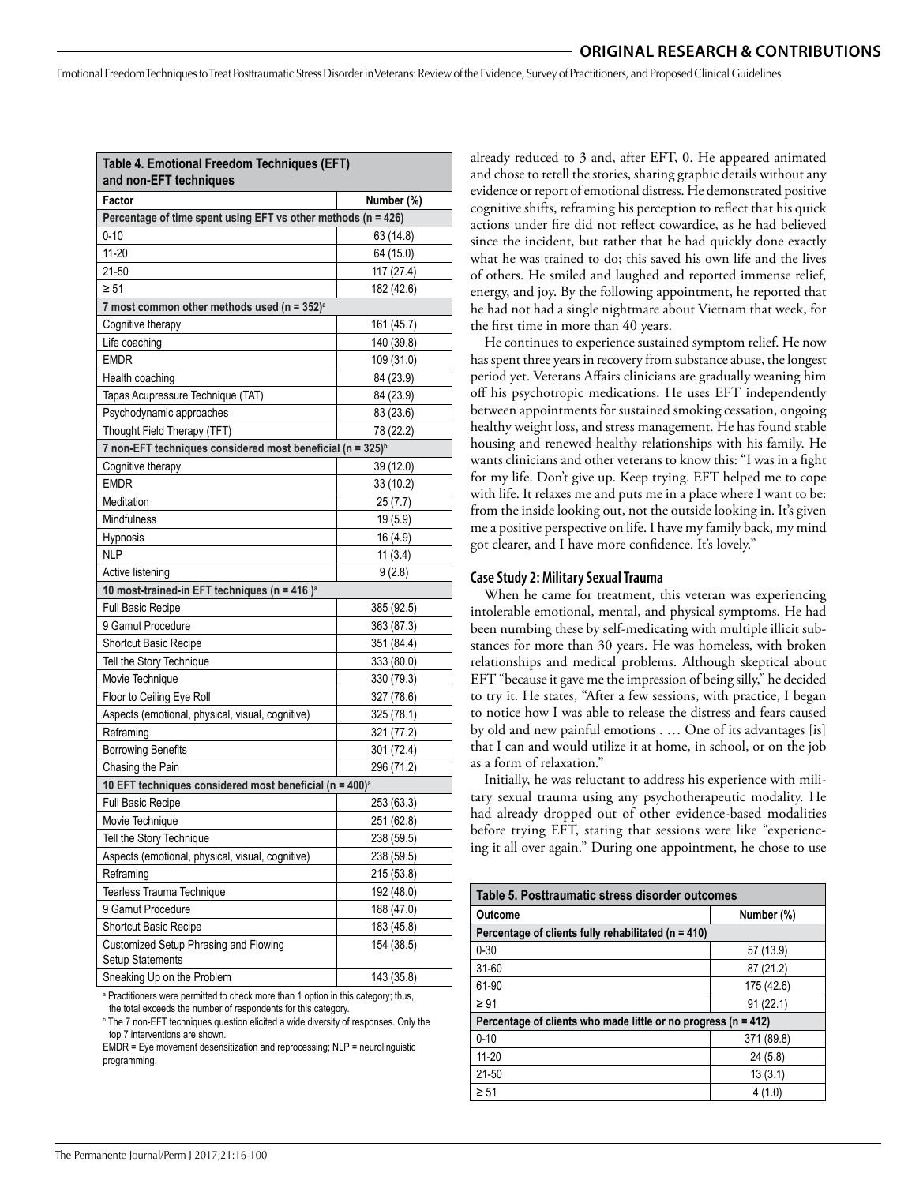| Table 4. Emotional Freedom Techniques (EFT) and non-EFT techniques | |
|---|---|
| Factor | Number (%) |
| **Percentage of time spent using EFT vs other methods (n = 426)** | |
| 0-10 | 63 (14.8) |
| 11-20 | 64 (15.0) |
| 21-50 | 117 (27.4) |
| ≥ 51 | 182 (42.6) |
| **7 most common other methods used (n = 352)[a]** | |
| Cognitive therapy | 161 (45.7) |
| Life coaching | 140 (39.8) |
| EMDR | 109 (31.0) |
| Health coaching | 84 (23.9) |
| Tapas Acupressure Technique (TAT) | 84 (23.9) |
| Psychodynamic approaches | 83 (23.6) |
| Thought Field Therapy (TFT) | 78 (22.2) |
| **7 non-EFT techniques considered most beneficial (n = 325)[b]** | |
| Cognitive therapy | 39 (12.0) |
| EMDR | 33 (10.2) |
| Meditation | 25 (7.7) |
| Mindfulness | 19 (5.9) |
| Hypnosis | 16 (4.9) |
| NLP | 11 (3.4) |
| Active listening | 9 (2.8) |
| **10 most-trained-in EFT techniques (n = 416 )[a]** | |
| Full Basic Recipe | 385 (92.5) |
| 9 Gamut Procedure | 363 (87.3) |
| Shortcut Basic Recipe | 351 (84.4) |
| Tell the Story Technique | 333 (80.0) |
| Movie Technique | 330 (79.3) |
| Floor to Ceiling Eye Roll | 327 (78.6) |
| Aspects (emotional, physical, visual, cognitive) | 325 (78.1) |
| Reframing | 321 (77.2) |
| Borrowing Benefits | 301 (72.4) |
| Chasing the Pain | 296 (71.2) |
| **10 EFT techniques considered most beneficial (n = 400)[a]** | |
| Full Basic Recipe | 253 (63.3) |
| Movie Technique | 251 (62.8) |
| Tell the Story Technique | 238 (59.5) |
| Aspects (emotional, physical, visual, cognitive) | 238 (59.5) |
| Reframing | 215 (53.8) |
| Tearless Trauma Technique | 192 (48.0) |
| 9 Gamut Procedure | 188 (47.0) |
| Shortcut Basic Recipe | 183 (45.8) |
| Customized Setup Phrasing and Flowing Setup Statements | 154 (38.5) |
| Sneaking Up on the Problem | 143 (35.8) |

[a] Practitioners were permitted to check more than 1 option in this category; thus, the total exceeds the number of respondents for this category.

[b] The 7 non-EFT techniques question elicited a wide diversity of responses. Only the top 7 interventions are shown.

EMDR = Eye movement desensitization and reprocessing; NLP = neurolinguistic programming.

already reduced to 3 and, after EFT, 0. He appeared animated and chose to retell the stories, sharing graphic details without any evidence or report of emotional distress. He demonstrated positive cognitive shifts, reframing his perception to reflect that his quick actions under fire did not reflect cowardice, as he had believed since the incident, but rather that he had quickly done exactly what he was trained to do; this saved his own life and the lives of others. He smiled and laughed and reported immense relief, energy, and joy. By the following appointment, he reported that he had not had a single nightmare about Vietnam that week, for the first time in more than 40 years.

He continues to experience sustained symptom relief. He now has spent three years in recovery from substance abuse, the longest period yet. Veterans Affairs clinicians are gradually weaning him off his psychotropic medications. He uses EFT independently between appointments for sustained smoking cessation, ongoing healthy weight loss, and stress management. He has found stable housing and renewed healthy relationships with his family. He wants clinicians and other veterans to know this: "I was in a fight for my life. Don't give up. Keep trying. EFT helped me to cope with life. It relaxes me and puts me in a place where I want to be: from the inside looking out, not the outside looking in. It's given me a positive perspective on life. I have my family back, my mind got clearer, and I have more confidence. It's lovely."

### Case Study 2: Military Sexual Trauma

When he came for treatment, this veteran was experiencing intolerable emotional, mental, and physical symptoms. He had been numbing these by self-medicating with multiple illicit substances for more than 30 years. He was homeless, with broken relationships and medical problems. Although skeptical about EFT "because it gave me the impression of being silly," he decided to try it. He states, "After a few sessions, with practice, I began to notice how I was able to release the distress and fears caused by old and new painful emotions . … One of its advantages [is] that I can and would utilize it at home, in school, or on the job as a form of relaxation."

Initially, he was reluctant to address his experience with military sexual trauma using any psychotherapeutic modality. He had already dropped out of other evidence-based modalities before trying EFT, stating that sessions were like "experiencing it all over again." During one appointment, he chose to use

| Table 5. Posttraumatic stress disorder outcomes | |
|---|---|
| Outcome | Number (%) |
| **Percentage of clients fully rehabilitated (n = 410)** | |
| 0-30 | 57 (13.9) |
| 31-60 | 87 (21.2) |
| 61-90 | 175 (42.6) |
| ≥ 91 | 91 (22.1) |
| **Percentage of clients who made little or no progress (n = 412)** | |
| 0-10 | 371 (89.8) |
| 11-20 | 24 (5.8) |
| 21-50 | 13 (3.1) |
| ≥ 51 | 4 (1.0) |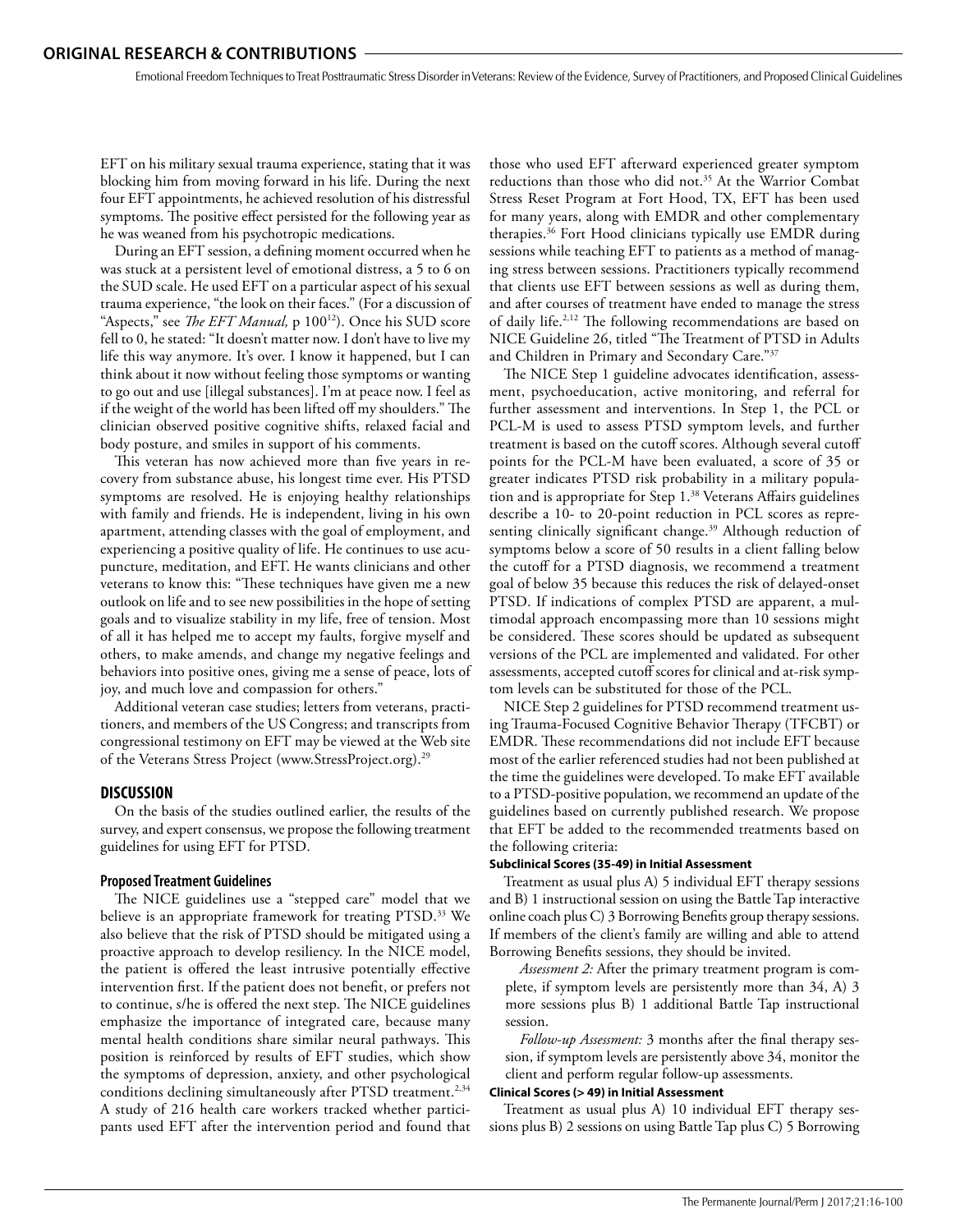EFT on his military sexual trauma experience, stating that it was blocking him from moving forward in his life. During the next four EFT appointments, he achieved resolution of his distressful symptoms. The positive effect persisted for the following year as he was weaned from his psychotropic medications.

During an EFT session, a defining moment occurred when he was stuck at a persistent level of emotional distress, a 5 to 6 on the SUD scale. He used EFT on a particular aspect of his sexual trauma experience, "the look on their faces." (For a discussion of "Aspects," see *The EFT Manual,* p 100[12]). Once his SUD score fell to 0, he stated: "It doesn't matter now. I don't have to live my life this way anymore. It's over. I know it happened, but I can think about it now without feeling those symptoms or wanting to go out and use [illegal substances]. I'm at peace now. I feel as if the weight of the world has been lifted off my shoulders." The clinician observed positive cognitive shifts, relaxed facial and body posture, and smiles in support of his comments.

This veteran has now achieved more than five years in recovery from substance abuse, his longest time ever. His PTSD symptoms are resolved. He is enjoying healthy relationships with family and friends. He is independent, living in his own apartment, attending classes with the goal of employment, and experiencing a positive quality of life. He continues to use acupuncture, meditation, and EFT. He wants clinicians and other veterans to know this: "These techniques have given me a new outlook on life and to see new possibilities in the hope of setting goals and to visualize stability in my life, free of tension. Most of all it has helped me to accept my faults, forgive myself and others, to make amends, and change my negative feelings and behaviors into positive ones, giving me a sense of peace, lots of joy, and much love and compassion for others."

Additional veteran case studies; letters from veterans, practitioners, and members of the US Congress; and transcripts from congressional testimony on EFT may be viewed at the Web site of the Veterans Stress Project (www.StressProject.org).[29]

## DISCUSSION

On the basis of the studies outlined earlier, the results of the survey, and expert consensus, we propose the following treatment guidelines for using EFT for PTSD.

### Proposed Treatment Guidelines

The NICE guidelines use a "stepped care" model that we believe is an appropriate framework for treating PTSD.[33] We also believe that the risk of PTSD should be mitigated using a proactive approach to develop resiliency. In the NICE model, the patient is offered the least intrusive potentially effective intervention first. If the patient does not benefit, or prefers not to continue, s/he is offered the next step. The NICE guidelines emphasize the importance of integrated care, because many mental health conditions share similar neural pathways. This position is reinforced by results of EFT studies, which show the symptoms of depression, anxiety, and other psychological conditions declining simultaneously after PTSD treatment.[2,34] A study of 216 health care workers tracked whether participants used EFT after the intervention period and found that those who used EFT afterward experienced greater symptom reductions than those who did not.[35] At the Warrior Combat Stress Reset Program at Fort Hood, TX, EFT has been used for many years, along with EMDR and other complementary therapies.[36] Fort Hood clinicians typically use EMDR during sessions while teaching EFT to patients as a method of managing stress between sessions. Practitioners typically recommend that clients use EFT between sessions as well as during them, and after courses of treatment have ended to manage the stress of daily life.[2,12] The following recommendations are based on NICE Guideline 26, titled "The Treatment of PTSD in Adults and Children in Primary and Secondary Care."[37]

The NICE Step 1 guideline advocates identification, assessment, psychoeducation, active monitoring, and referral for further assessment and interventions. In Step 1, the PCL or PCL-M is used to assess PTSD symptom levels, and further treatment is based on the cutoff scores. Although several cutoff points for the PCL-M have been evaluated, a score of 35 or greater indicates PTSD risk probability in a military population and is appropriate for Step 1.[38] Veterans Affairs guidelines describe a 10- to 20-point reduction in PCL scores as representing clinically significant change.[39] Although reduction of symptoms below a score of 50 results in a client falling below the cutoff for a PTSD diagnosis, we recommend a treatment goal of below 35 because this reduces the risk of delayed-onset PTSD. If indications of complex PTSD are apparent, a multimodal approach encompassing more than 10 sessions might be considered. These scores should be updated as subsequent versions of the PCL are implemented and validated. For other assessments, accepted cutoff scores for clinical and at-risk symptom levels can be substituted for those of the PCL.

NICE Step 2 guidelines for PTSD recommend treatment using Trauma-Focused Cognitive Behavior Therapy (TFCBT) or EMDR. These recommendations did not include EFT because most of the earlier referenced studies had not been published at the time the guidelines were developed. To make EFT available to a PTSD-positive population, we recommend an update of the guidelines based on currently published research. We propose that EFT be added to the recommended treatments based on the following criteria:

#### Subclinical Scores (35-49) in Initial Assessment

Treatment as usual plus A) 5 individual EFT therapy sessions and B) 1 instructional session on using the Battle Tap interactive online coach plus C) 3 Borrowing Benefits group therapy sessions. If members of the client's family are willing and able to attend Borrowing Benefits sessions, they should be invited.

*Assessment 2:* After the primary treatment program is complete, if symptom levels are persistently more than 34, A) 3 more sessions plus B) 1 additional Battle Tap instructional session.

*Follow-up Assessment:* 3 months after the final therapy session, if symptom levels are persistently above 34, monitor the client and perform regular follow-up assessments.

#### Clinical Scores (> 49) in Initial Assessment

Treatment as usual plus A) 10 individual EFT therapy sessions plus B) 2 sessions on using Battle Tap plus C) 5 Borrowing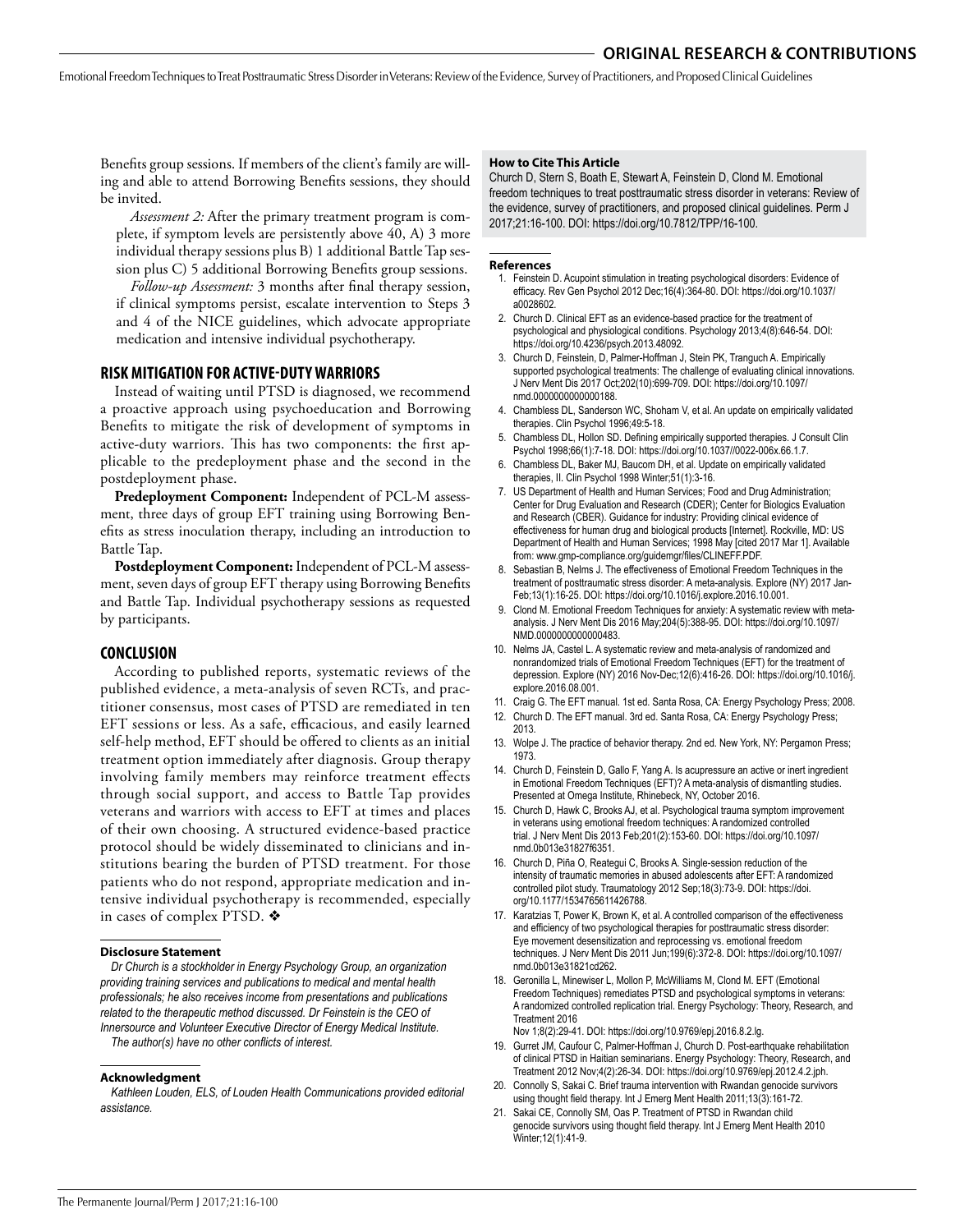Benefits group sessions. If members of the client's family are willing and able to attend Borrowing Benefits sessions, they should be invited.

*Assessment 2:* After the primary treatment program is complete, if symptom levels are persistently above 40, A) 3 more individual therapy sessions plus B) 1 additional Battle Tap session plus C) 5 additional Borrowing Benefits group sessions.

*Follow-up Assessment:* 3 months after final therapy session, if clinical symptoms persist, escalate intervention to Steps 3 and 4 of the NICE guidelines, which advocate appropriate medication and intensive individual psychotherapy.

## RISK MITIGATION FOR ACTIVE-DUTY WARRIORS

Instead of waiting until PTSD is diagnosed, we recommend a proactive approach using psychoeducation and Borrowing Benefits to mitigate the risk of development of symptoms in active-duty warriors. This has two components: the first applicable to the predeployment phase and the second in the postdeployment phase.

**Predeployment Component:** Independent of PCL-M assessment, three days of group EFT training using Borrowing Benefits as stress inoculation therapy, including an introduction to Battle Tap.

**Postdeployment Component:** Independent of PCL-M assessment, seven days of group EFT therapy using Borrowing Benefits and Battle Tap. Individual psychotherapy sessions as requested by participants.

## CONCLUSION

According to published reports, systematic reviews of the published evidence, a meta-analysis of seven RCTs, and practitioner consensus, most cases of PTSD are remediated in ten EFT sessions or less. As a safe, efficacious, and easily learned self-help method, EFT should be offered to clients as an initial treatment option immediately after diagnosis. Group therapy involving family members may reinforce treatment effects through social support, and access to Battle Tap provides veterans and warriors with access to EFT at times and places of their own choosing. A structured evidence-based practice protocol should be widely disseminated to clinicians and institutions bearing the burden of PTSD treatment. For those patients who do not respond, appropriate medication and intensive individual psychotherapy is recommended, especially in cases of complex PTSD. ❖

#### Disclosure Statement

*Dr Church is a stockholder in Energy Psychology Group, an organization providing training services and publications to medical and mental health professionals; he also receives income from presentations and publications related to the therapeutic method discussed. Dr Feinstein is the CEO of Innersource and Volunteer Executive Director of Energy Medical Institute.*

*The author(s) have no other conflicts of interest.*

#### Acknowledgment

*Kathleen Louden, ELS, of Louden Health Communications provided editorial assistance.*

#### How to Cite This Article

Church D, Stern S, Boath E, Stewart A, Feinstein D, Clond M. Emotional freedom techniques to treat posttraumatic stress disorder in veterans: Review of the evidence, survey of practitioners, and proposed clinical guidelines. Perm J 2017;21:16-100. DOI: https://doi.org/10.7812/TPP/16-100.

#### References

1. Feinstein D. Acupoint stimulation in treating psychological disorders: Evidence of efficacy. Rev Gen Psychol 2012 Dec;16(4):364-80. DOI: https://doi.org/10.1037/a0028602.
2. Church D. Clinical EFT as an evidence-based practice for the treatment of psychological and physiological conditions. Psychology 2013;4(8):646-54. DOI: https://doi.org/10.4236/psych.2013.48092.
3. Church D, Feinstein, D, Palmer-Hoffman J, Stein PK, Tranguch A. Empirically supported psychological treatments: The challenge of evaluating clinical innovations. J Nerv Ment Dis 2017 Oct;202(10):699-709. DOI: https://doi.org/10.1097/nmd.0000000000000188.
4. Chambless DL, Sanderson WC, Shoham V, et al. An update on empirically validated therapies. Clin Psychol 1996;49:5-18.
5. Chambless DL, Hollon SD. Defining empirically supported therapies. J Consult Clin Psychol 1998;66(1):7-18. DOI: https://doi.org/10.1037//0022-006x.66.1.7.
6. Chambless DL, Baker MJ, Baucom DH, et al. Update on empirically validated therapies, II. Clin Psychol 1998 Winter;51(1):3-16.
7. US Department of Health and Human Services; Food and Drug Administration; Center for Drug Evaluation and Research (CDER); Center for Biologics Evaluation and Research (CBER). Guidance for industry: Providing clinical evidence of effectiveness for human drug and biological products [Internet]. Rockville, MD: US Department of Health and Human Services; 1998 May [cited 2017 Mar 1]. Available from: www.gmp-compliance.org/guidemgr/files/CLINEFF.PDF.
8. Sebastian B, Nelms J. The effectiveness of Emotional Freedom Techniques in the treatment of posttraumatic stress disorder: A meta-analysis. Explore (NY) 2017 Jan-Feb;13(1):16-25. DOI: https://doi.org/10.1016/j.explore.2016.10.001.
9. Clond M. Emotional Freedom Techniques for anxiety: A systematic review with meta-analysis. J Nerv Ment Dis 2016 May;204(5):388-95. DOI: https://doi.org/10.1097/NMD.0000000000000483.
10. Nelms JA, Castel L. A systematic review and meta-analysis of randomized and nonrandomized trials of Emotional Freedom Techniques (EFT) for the treatment of depression. Explore (NY) 2016 Nov-Dec;12(6):416-26. DOI: https://doi.org/10.1016/j.explore.2016.08.001.
11. Craig G. The EFT manual. 1st ed. Santa Rosa, CA: Energy Psychology Press; 2008.
12. Church D. The EFT manual. 3rd ed. Santa Rosa, CA: Energy Psychology Press; 2013.
13. Wolpe J. The practice of behavior therapy. 2nd ed. New York, NY: Pergamon Press; 1973.
14. Church D, Feinstein D, Gallo F, Yang A. Is acupressure an active or inert ingredient in Emotional Freedom Techniques (EFT)? A meta-analysis of dismantling studies. Presented at Omega Institute, Rhinebeck, NY, October 2016.
15. Church D, Hawk C, Brooks AJ, et al. Psychological trauma symptom improvement in veterans using emotional freedom techniques: A randomized controlled trial. J Nerv Ment Dis 2013 Feb;201(2):153-60. DOI: https://doi.org/10.1097/nmd.0b013e31827f6351.
16. Church D, Piña O, Reategui C, Brooks A. Single-session reduction of the intensity of traumatic memories in abused adolescents after EFT: A randomized controlled pilot study. Traumatology 2012 Sep;18(3):73-9. DOI: https://doi.org/10.1177/1534765611426788.
17. Karatzias T, Power K, Brown K, et al. A controlled comparison of the effectiveness and efficiency of two psychological therapies for posttraumatic stress disorder: Eye movement desensitization and reprocessing vs. emotional freedom techniques. J Nerv Ment Dis 2011 Jun;199(6):372-8. DOI: https://doi.org/10.1097/nmd.0b013e31821cd262.
18. Geronilla L, Minewiser L, Mollon P, McWilliams M, Clond M. EFT (Emotional Freedom Techniques) remediates PTSD and psychological symptoms in veterans: A randomized controlled replication trial. Energy Psychology: Theory, Research, and Treatment 2016 Nov 1;8(2):29-41. DOI: https://doi.org/10.9769/epj.2016.8.2.lg.
19. Gurret JM, Caufour C, Palmer-Hoffman J, Church D. Post-earthquake rehabilitation of clinical PTSD in Haitian seminarians. Energy Psychology: Theory, Research, and Treatment 2012 Nov;4(2):26-34. DOI: https://doi.org/10.9769/epj.2012.4.2.jph.
20. Connolly S, Sakai C. Brief trauma intervention with Rwandan genocide survivors using thought field therapy. Int J Emerg Ment Health 2011;13(3):161-72.
21. Sakai CE, Connolly SM, Oas P. Treatment of PTSD in Rwandan child genocide survivors using thought field therapy. Int J Emerg Ment Health 2010 Winter;12(1):41-9.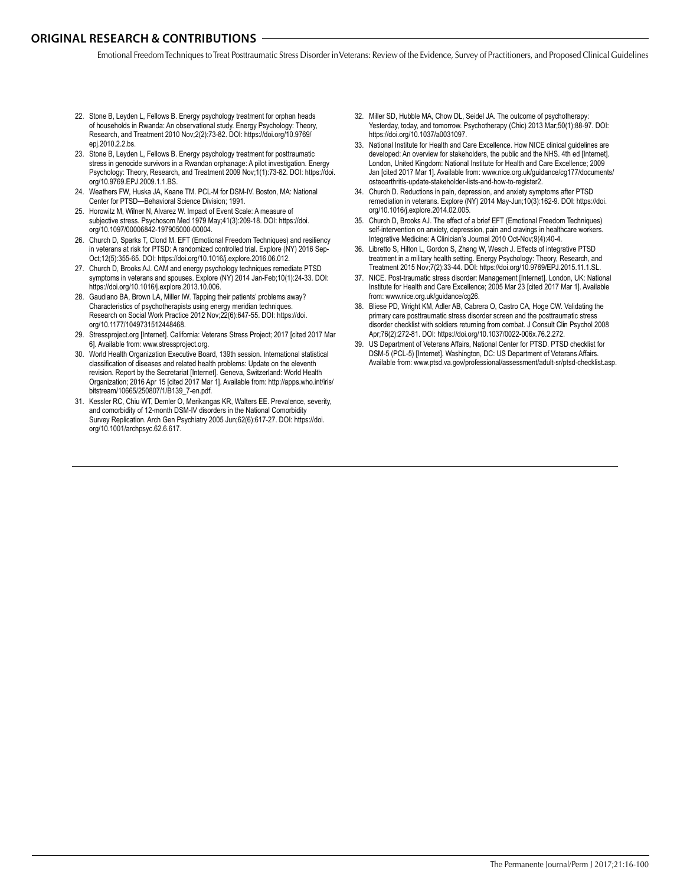22. Stone B, Leyden L, Fellows B. Energy psychology treatment for orphan heads of households in Rwanda: An observational study. Energy Psychology: Theory, Research, and Treatment 2010 Nov;2(2):73-82. DOI: https://doi.org/10.9769/epj.2010.2.2.bs.
23. Stone B, Leyden L, Fellows B. Energy psychology treatment for posttraumatic stress in genocide survivors in a Rwandan orphanage: A pilot investigation. Energy Psychology: Theory, Research, and Treatment 2009 Nov;1(1):73-82. DOI: https://doi.org/10.9769.EPJ.2009.1.1.BS.
24. Weathers FW, Huska JA, Keane TM. PCL-M for DSM-IV. Boston, MA: National Center for PTSD—Behavioral Science Division; 1991.
25. Horowitz M, Wilner N, Alvarez W. Impact of Event Scale: A measure of subjective stress. Psychosom Med 1979 May;41(3):209-18. DOI: https://doi.org/10.1097/00006842-197905000-00004.
26. Church D, Sparks T, Clond M. EFT (Emotional Freedom Techniques) and resiliency in veterans at risk for PTSD: A randomized controlled trial. Explore (NY) 2016 Sep-Oct;12(5):355-65. DOI: https://doi.org/10.1016/j.explore.2016.06.012.
27. Church D, Brooks AJ. CAM and energy psychology techniques remediate PTSD symptoms in veterans and spouses. Explore (NY) 2014 Jan-Feb;10(1):24-33. DOI: https://doi.org/10.1016/j.explore.2013.10.006.
28. Gaudiano BA, Brown LA, Miller IW. Tapping their patients' problems away? Characteristics of psychotherapists using energy meridian techniques. Research on Social Work Practice 2012 Nov;22(6):647-55. DOI: https://doi.org/10.1177/1049731512448468.
29. Stressproject.org [Internet]. California: Veterans Stress Project; 2017 [cited 2017 Mar 6]. Available from: www.stressproject.org.
30. World Health Organization Executive Board, 139th session. International statistical classification of diseases and related health problems: Update on the eleventh revision. Report by the Secretariat [Internet]. Geneva, Switzerland: World Health Organization; 2016 Apr 15 [cited 2017 Mar 1]. Available from: http://apps.who.int/iris/bitstream/10665/250807/1/B139_7-en.pdf.
31. Kessler RC, Chiu WT, Demler O, Merikangas KR, Walters EE. Prevalence, severity, and comorbidity of 12-month DSM-IV disorders in the National Comorbidity Survey Replication. Arch Gen Psychiatry 2005 Jun;62(6):617-27. DOI: https://doi.org/10.1001/archpsyc.62.6.617.
32. Miller SD, Hubble MA, Chow DL, Seidel JA. The outcome of psychotherapy: Yesterday, today, and tomorrow. Psychotherapy (Chic) 2013 Mar;50(1):88-97. DOI: https://doi.org/10.1037/a0031097.
33. National Institute for Health and Care Excellence. How NICE clinical guidelines are developed: An overview for stakeholders, the public and the NHS. 4th ed [Internet]. London, United Kingdom: National Institute for Health and Care Excellence; 2009 Jan [cited 2017 Mar 1]. Available from: www.nice.org.uk/guidance/cg177/documents/osteoarthritis-update-stakeholder-lists-and-how-to-register2.
34. Church D. Reductions in pain, depression, and anxiety symptoms after PTSD remediation in veterans. Explore (NY) 2014 May-Jun;10(3):162-9. DOI: https://doi.org/10.1016/j.explore.2014.02.005.
35. Church D, Brooks AJ. The effect of a brief EFT (Emotional Freedom Techniques) self-intervention on anxiety, depression, pain and cravings in healthcare workers. Integrative Medicine: A Clinician's Journal 2010 Oct-Nov;9(4):40-4.
36. Libretto S, Hilton L, Gordon S, Zhang W, Wesch J. Effects of integrative PTSD treatment in a military health setting. Energy Psychology: Theory, Research, and Treatment 2015 Nov;7(2):33-44. DOI: https://doi.org/10.9769/EPJ.2015.11.1.SL.
37. NICE. Post-traumatic stress disorder: Management [Internet]. London, UK: National Institute for Health and Care Excellence; 2005 Mar 23 [cited 2017 Mar 1]. Available from: www.nice.org.uk/guidance/cg26.
38. Bliese PD, Wright KM, Adler AB, Cabrera O, Castro CA, Hoge CW. Validating the primary care posttraumatic stress disorder screen and the posttraumatic stress disorder checklist with soldiers returning from combat. J Consult Clin Psychol 2008 Apr;76(2):272-81. DOI: https://doi.org/10.1037/0022-006x.76.2.272.
39. US Department of Veterans Affairs, National Center for PTSD. PTSD checklist for DSM-5 (PCL-5) [Internet]. Washington, DC: US Department of Veterans Affairs. Available from: www.ptsd.va.gov/professional/assessment/adult-sr/ptsd-checklist.asp.